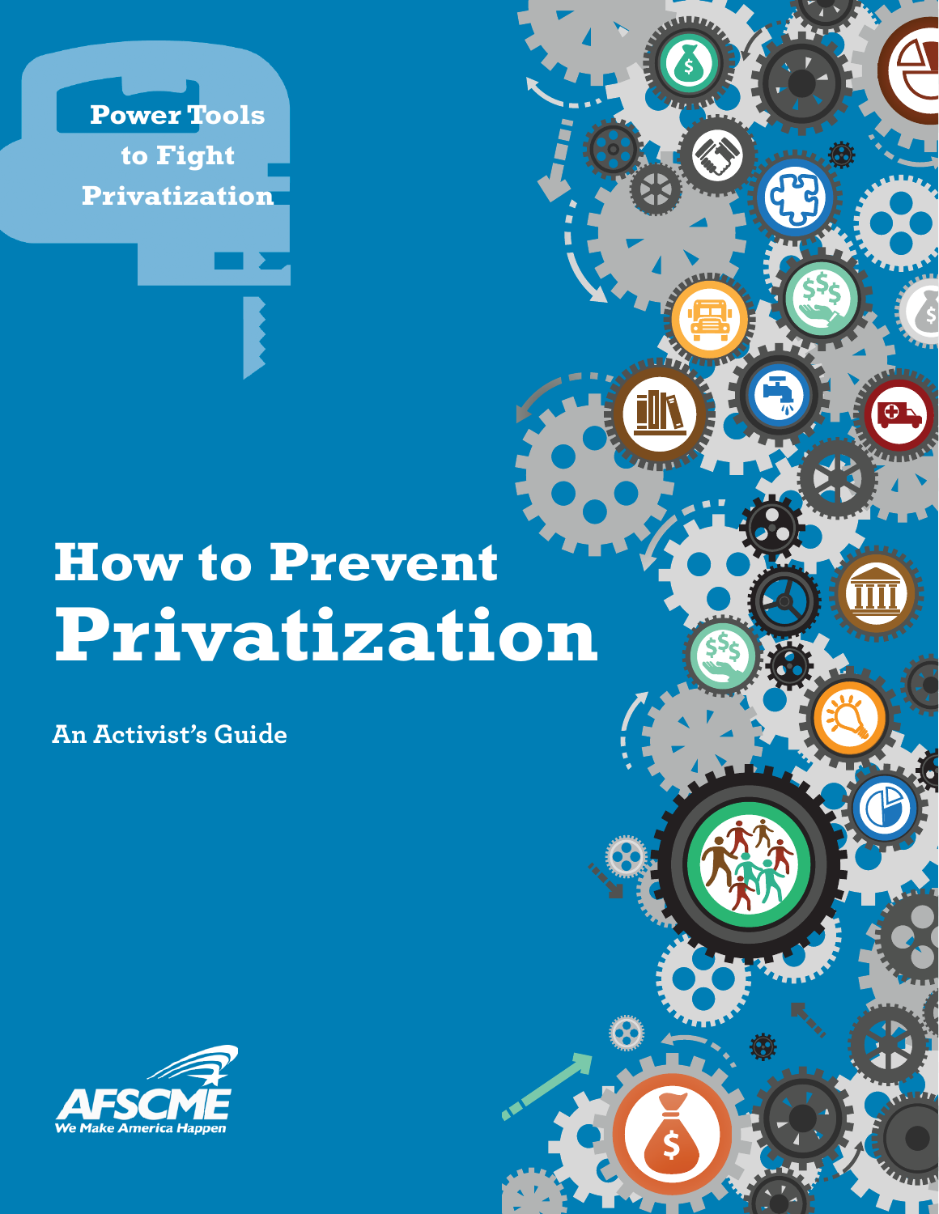Power Tools to Fight Privatization

# How to Prevent Privatization

An Activist's Guide

AFSCME

We Make America Happen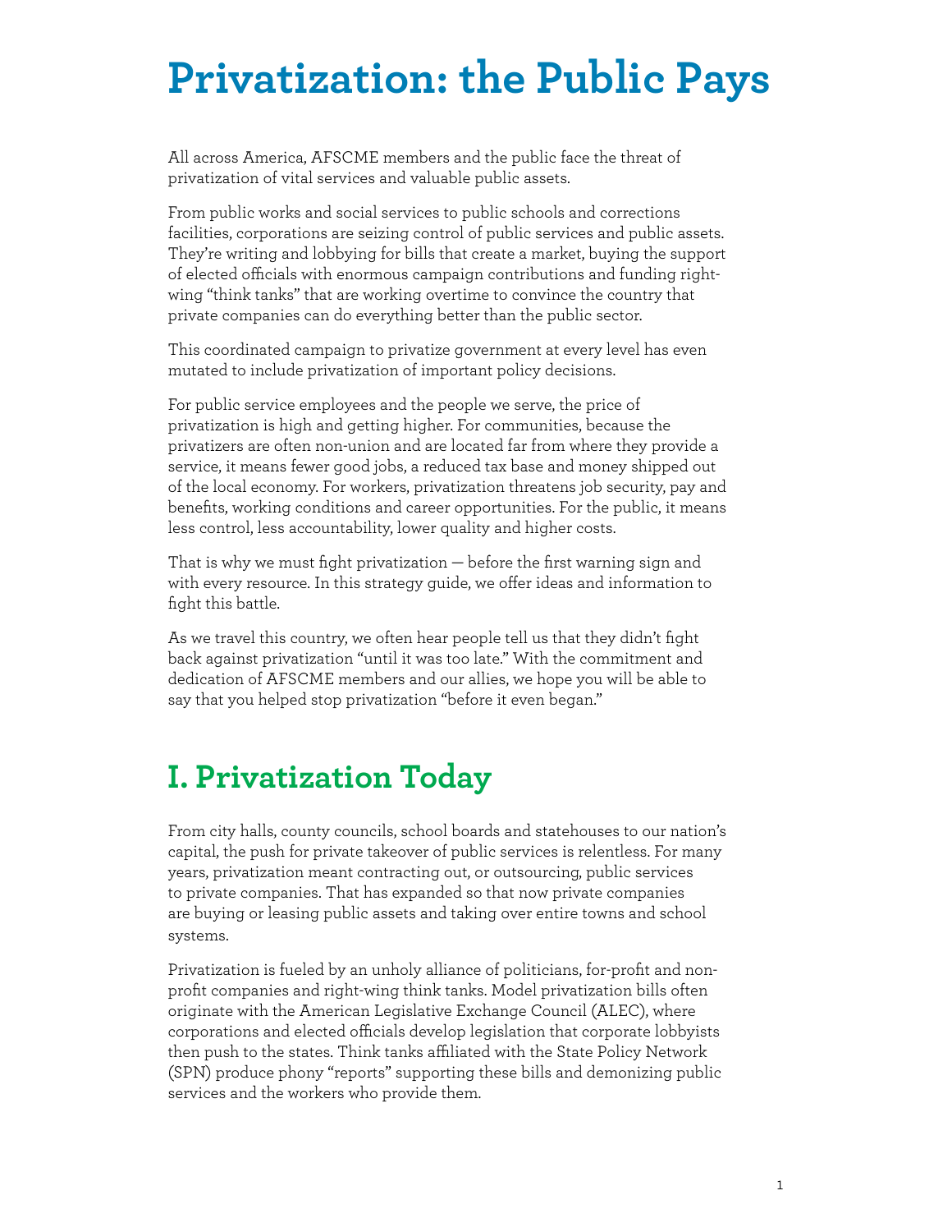# Privatization: the Public Pays

All across America, AFSCME members and the public face the threat of privatization of vital services and valuable public assets.

From public works and social services to public schools and corrections facilities, corporations are seizing control of public services and public assets. They're writing and lobbying for bills that create a market, buying the support of elected officials with enormous campaign contributions and funding right-wing "think tanks" that are working overtime to convince the country that private companies can do everything better than the public sector.

This coordinated campaign to privatize government at every level has even mutated to include privatization of important policy decisions.

For public service employees and the people we serve, the price of privatization is high and getting higher. For communities, because the privatizers are often non-union and are located far from where they provide a service, it means fewer good jobs, a reduced tax base and money shipped out of the local economy. For workers, privatization threatens job security, pay and benefits, working conditions and career opportunities. For the public, it means less control, less accountability, lower quality and higher costs.

That is why we must fight privatization — before the first warning sign and with every resource. In this strategy guide, we offer ideas and information to fight this battle.

As we travel this country, we often hear people tell us that they didn't fight back against privatization "until it was too late." With the commitment and dedication of AFSCME members and our allies, we hope you will be able to say that you helped stop privatization "before it even began."

## I. Privatization Today

From city halls, county councils, school boards and statehouses to our nation's capital, the push for private takeover of public services is relentless. For many years, privatization meant contracting out, or outsourcing, public services to private companies. That has expanded so that now private companies are buying or leasing public assets and taking over entire towns and school systems.

Privatization is fueled by an unholy alliance of politicians, for-profit and non-profit companies and right-wing think tanks. Model privatization bills often originate with the American Legislative Exchange Council (ALEC), where corporations and elected officials develop legislation that corporate lobbyists then push to the states. Think tanks affiliated with the State Policy Network (SPN) produce phony "reports" supporting these bills and demonizing public services and the workers who provide them.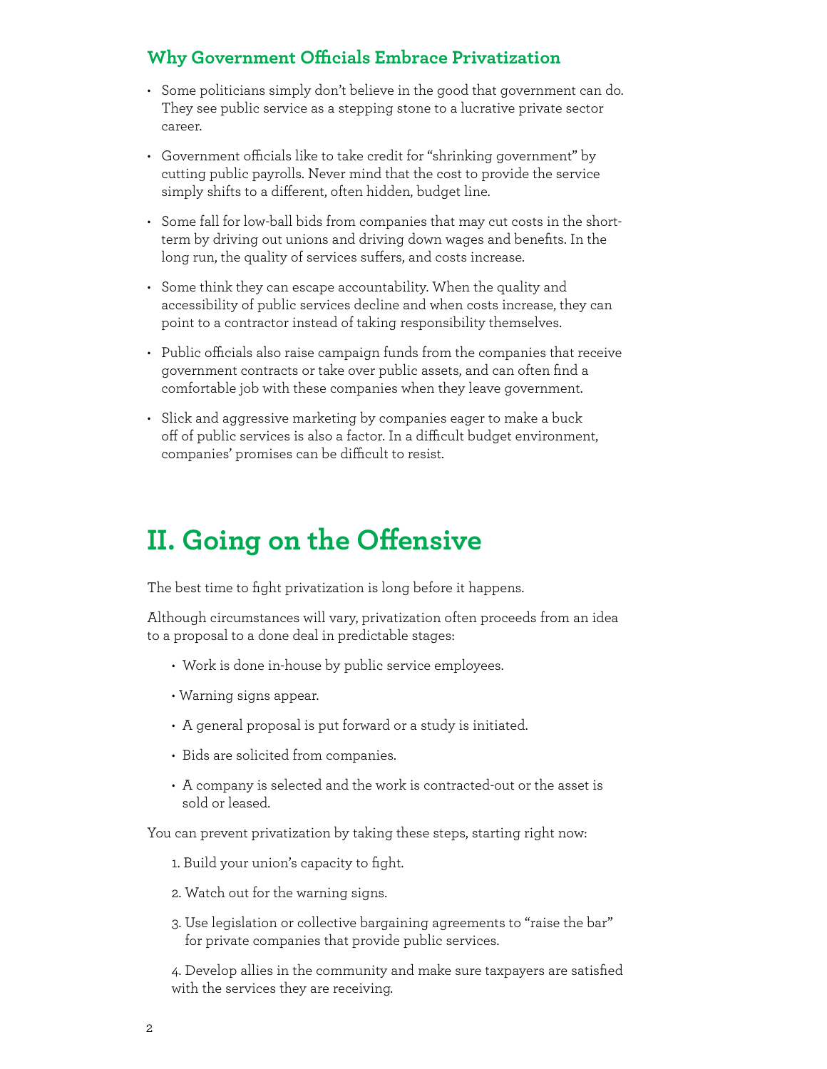### Why Government Officials Embrace Privatization

- Some politicians simply don't believe in the good that government can do. They see public service as a stepping stone to a lucrative private sector career.
- Government officials like to take credit for "shrinking government" by cutting public payrolls. Never mind that the cost to provide the service simply shifts to a different, often hidden, budget line.
- Some fall for low-ball bids from companies that may cut costs in the short-term by driving out unions and driving down wages and benefits. In the long run, the quality of services suffers, and costs increase.
- Some think they can escape accountability. When the quality and accessibility of public services decline and when costs increase, they can point to a contractor instead of taking responsibility themselves.
- Public officials also raise campaign funds from the companies that receive government contracts or take over public assets, and can often find a comfortable job with these companies when they leave government.
- Slick and aggressive marketing by companies eager to make a buck off of public services is also a factor. In a difficult budget environment, companies' promises can be difficult to resist.

# II. Going on the Offensive

The best time to fight privatization is long before it happens.

Although circumstances will vary, privatization often proceeds from an idea to a proposal to a done deal in predictable stages:

- Work is done in-house by public service employees.
- Warning signs appear.
- A general proposal is put forward or a study is initiated.
- Bids are solicited from companies.
- A company is selected and the work is contracted-out or the asset is sold or leased.

You can prevent privatization by taking these steps, starting right now:

1. Build your union's capacity to fight.
2. Watch out for the warning signs.
3. Use legislation or collective bargaining agreements to "raise the bar" for private companies that provide public services.
4. Develop allies in the community and make sure taxpayers are satisfied with the services they are receiving.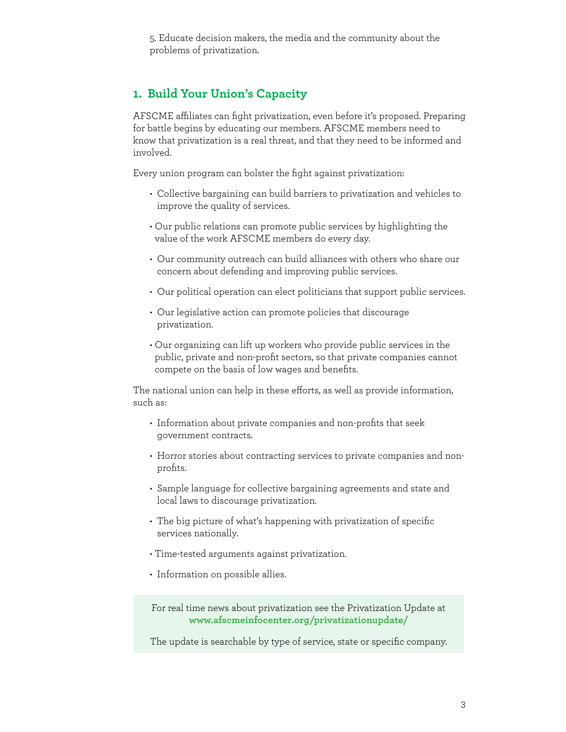5. Educate decision makers, the media and the community about the problems of privatization.

## 1. Build Your Union's Capacity

AFSCME affiliates can fight privatization, even before it's proposed. Preparing for battle begins by educating our members. AFSCME members need to know that privatization is a real threat, and that they need to be informed and involved.

Every union program can bolster the fight against privatization:

- Collective bargaining can build barriers to privatization and vehicles to improve the quality of services.
- Our public relations can promote public services by highlighting the value of the work AFSCME members do every day.
- Our community outreach can build alliances with others who share our concern about defending and improving public services.
- Our political operation can elect politicians that support public services.
- Our legislative action can promote policies that discourage privatization.
- Our organizing can lift up workers who provide public services in the public, private and non-profit sectors, so that private companies cannot compete on the basis of low wages and benefits.

The national union can help in these efforts, as well as provide information, such as:

- Information about private companies and non-profits that seek government contracts.
- Horror stories about contracting services to private companies and non-profits.
- Sample language for collective bargaining agreements and state and local laws to discourage privatization.
- The big picture of what's happening with privatization of specific services nationally.
- Time-tested arguments against privatization.
- Information on possible allies.

For real time news about privatization see the Privatization Update at **www.afscmeinfocenter.org/privatizationupdate/**

The update is searchable by type of service, state or specific company.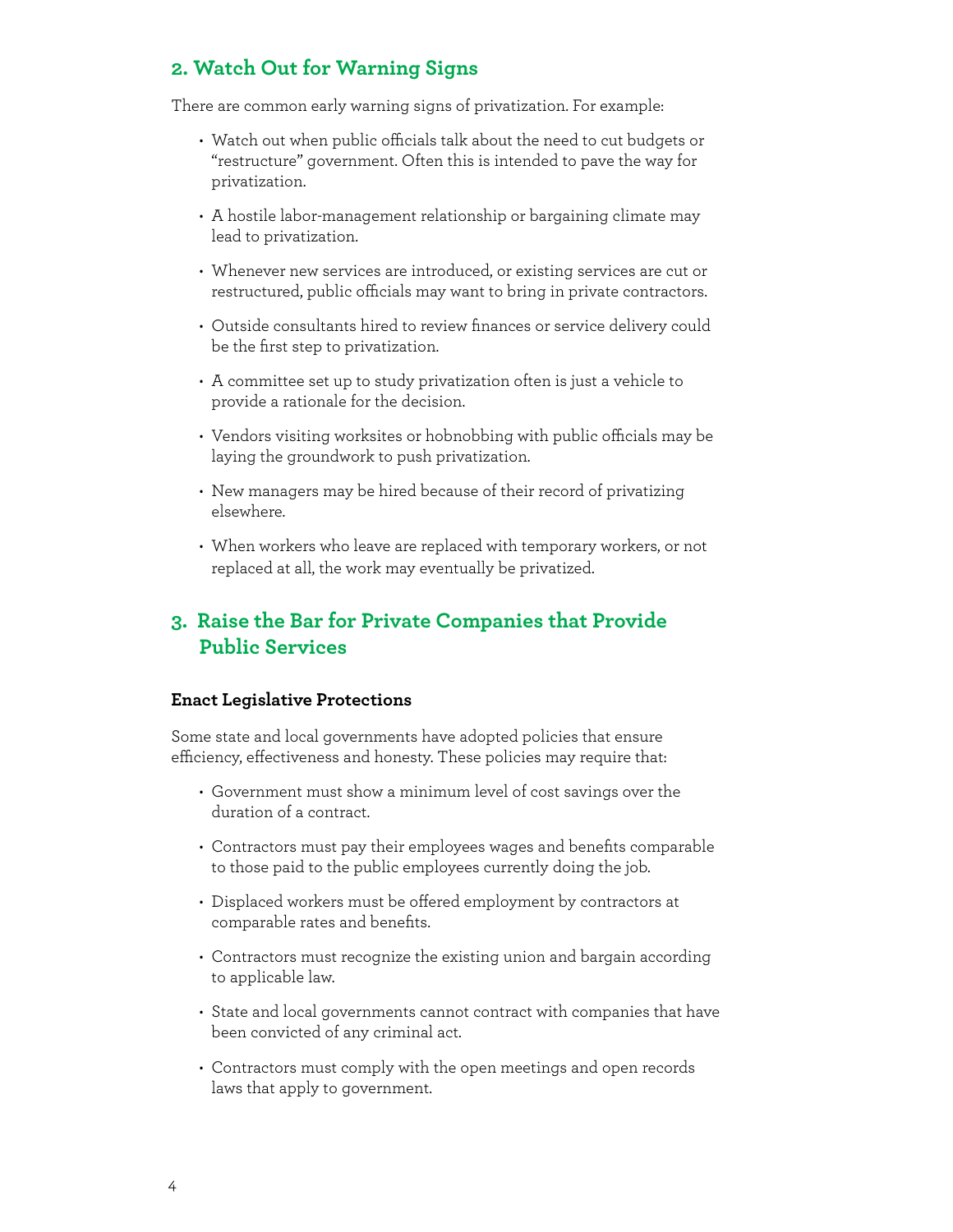## 2. Watch Out for Warning Signs

There are common early warning signs of privatization. For example:

- Watch out when public officials talk about the need to cut budgets or "restructure" government. Often this is intended to pave the way for privatization.
- A hostile labor-management relationship or bargaining climate may lead to privatization.
- Whenever new services are introduced, or existing services are cut or restructured, public officials may want to bring in private contractors.
- Outside consultants hired to review finances or service delivery could be the first step to privatization.
- A committee set up to study privatization often is just a vehicle to provide a rationale for the decision.
- Vendors visiting worksites or hobnobbing with public officials may be laying the groundwork to push privatization.
- New managers may be hired because of their record of privatizing elsewhere.
- When workers who leave are replaced with temporary workers, or not replaced at all, the work may eventually be privatized.

## 3. Raise the Bar for Private Companies that Provide Public Services

### Enact Legislative Protections

Some state and local governments have adopted policies that ensure efficiency, effectiveness and honesty. These policies may require that:

- Government must show a minimum level of cost savings over the duration of a contract.
- Contractors must pay their employees wages and benefits comparable to those paid to the public employees currently doing the job.
- Displaced workers must be offered employment by contractors at comparable rates and benefits.
- Contractors must recognize the existing union and bargain according to applicable law.
- State and local governments cannot contract with companies that have been convicted of any criminal act.
- Contractors must comply with the open meetings and open records laws that apply to government.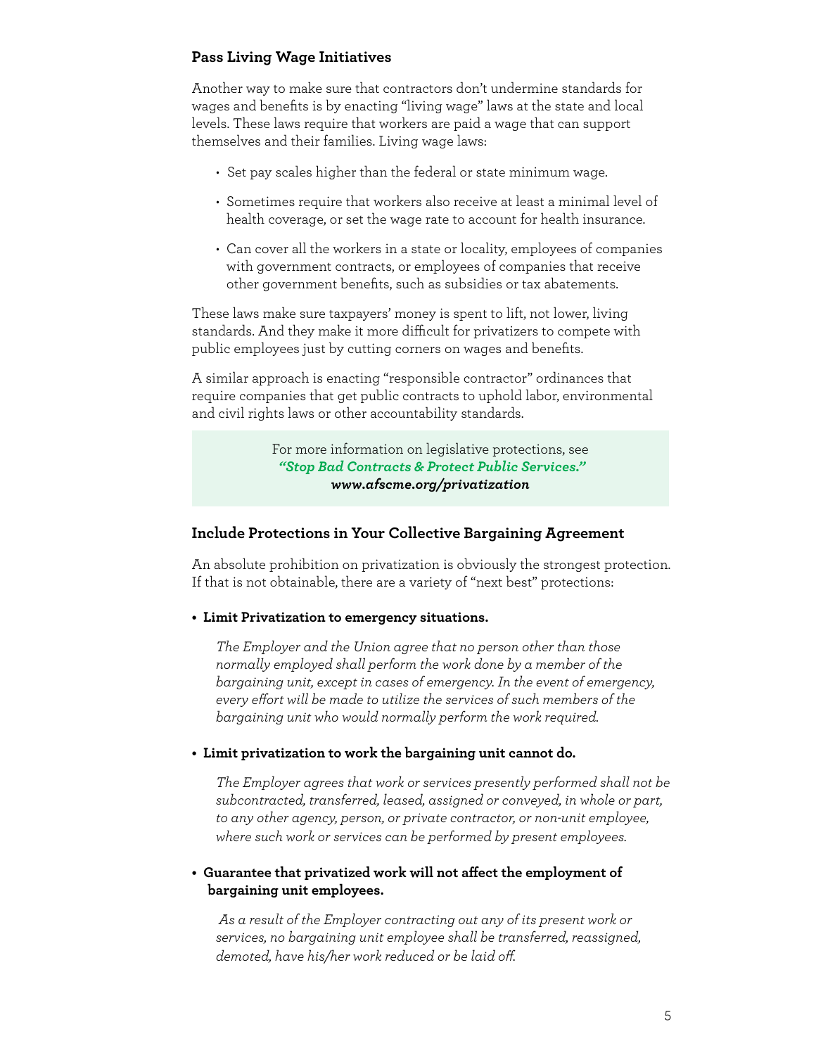### Pass Living Wage Initiatives

Another way to make sure that contractors don't undermine standards for wages and benefits is by enacting "living wage" laws at the state and local levels. These laws require that workers are paid a wage that can support themselves and their families. Living wage laws:

- Set pay scales higher than the federal or state minimum wage.
- Sometimes require that workers also receive at least a minimal level of health coverage, or set the wage rate to account for health insurance.
- Can cover all the workers in a state or locality, employees of companies with government contracts, or employees of companies that receive other government benefits, such as subsidies or tax abatements.

These laws make sure taxpayers' money is spent to lift, not lower, living standards. And they make it more difficult for privatizers to compete with public employees just by cutting corners on wages and benefits.

A similar approach is enacting "responsible contractor" ordinances that require companies that get public contracts to uphold labor, environmental and civil rights laws or other accountability standards.

> For more information on legislative protections, see ***"Stop Bad Contracts & Protect Public Services."*** ***www.afscme.org/privatization***

### Include Protections in Your Collective Bargaining Agreement

An absolute prohibition on privatization is obviously the strongest protection. If that is not obtainable, there are a variety of "next best" protections:

- **Limit Privatization to emergency situations.**

  *The Employer and the Union agree that no person other than those normally employed shall perform the work done by a member of the bargaining unit, except in cases of emergency. In the event of emergency, every effort will be made to utilize the services of such members of the bargaining unit who would normally perform the work required.*

- **Limit privatization to work the bargaining unit cannot do.**

  *The Employer agrees that work or services presently performed shall not be subcontracted, transferred, leased, assigned or conveyed, in whole or part, to any other agency, person, or private contractor, or non-unit employee, where such work or services can be performed by present employees.*

- **Guarantee that privatized work will not affect the employment of bargaining unit employees.**

  *As a result of the Employer contracting out any of its present work or services, no bargaining unit employee shall be transferred, reassigned, demoted, have his/her work reduced or be laid off.*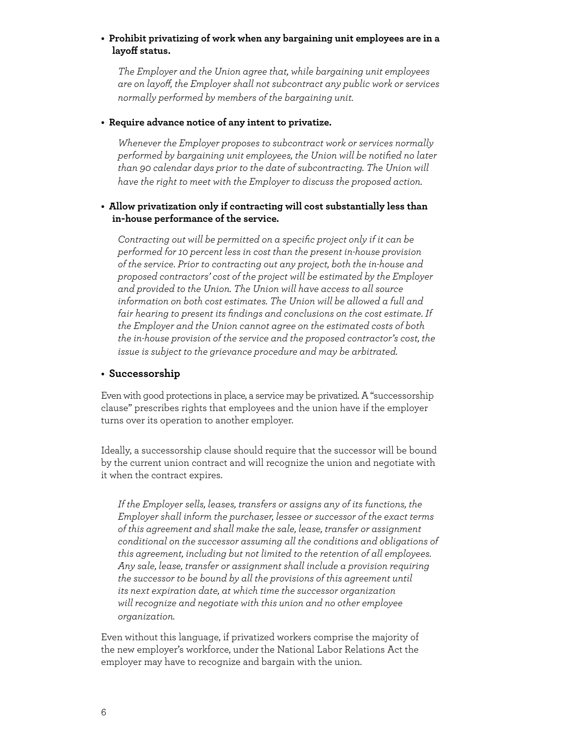- **Prohibit privatizing of work when any bargaining unit employees are in a layoff status.**

  *The Employer and the Union agree that, while bargaining unit employees are on layoff, the Employer shall not subcontract any public work or services normally performed by members of the bargaining unit.*

- **Require advance notice of any intent to privatize.**

  *Whenever the Employer proposes to subcontract work or services normally performed by bargaining unit employees, the Union will be notified no later than 90 calendar days prior to the date of subcontracting. The Union will have the right to meet with the Employer to discuss the proposed action.*

- **Allow privatization only if contracting will cost substantially less than in-house performance of the service.**

  *Contracting out will be permitted on a specific project only if it can be performed for 10 percent less in cost than the present in-house provision of the service. Prior to contracting out any project, both the in-house and proposed contractors' cost of the project will be estimated by the Employer and provided to the Union. The Union will have access to all source information on both cost estimates. The Union will be allowed a full and fair hearing to present its findings and conclusions on the cost estimate. If the Employer and the Union cannot agree on the estimated costs of both the in-house provision of the service and the proposed contractor's cost, the issue is subject to the grievance procedure and may be arbitrated.*

- **Successorship**

Even with good protections in place, a service may be privatized. A "successorship clause" prescribes rights that employees and the union have if the employer turns over its operation to another employer.

Ideally, a successorship clause should require that the successor will be bound by the current union contract and will recognize the union and negotiate with it when the contract expires.

> *If the Employer sells, leases, transfers or assigns any of its functions, the Employer shall inform the purchaser, lessee or successor of the exact terms of this agreement and shall make the sale, lease, transfer or assignment conditional on the successor assuming all the conditions and obligations of this agreement, including but not limited to the retention of all employees. Any sale, lease, transfer or assignment shall include a provision requiring the successor to be bound by all the provisions of this agreement until its next expiration date, at which time the successor organization will recognize and negotiate with this union and no other employee organization.*

Even without this language, if privatized workers comprise the majority of the new employer's workforce, under the National Labor Relations Act the employer may have to recognize and bargain with the union.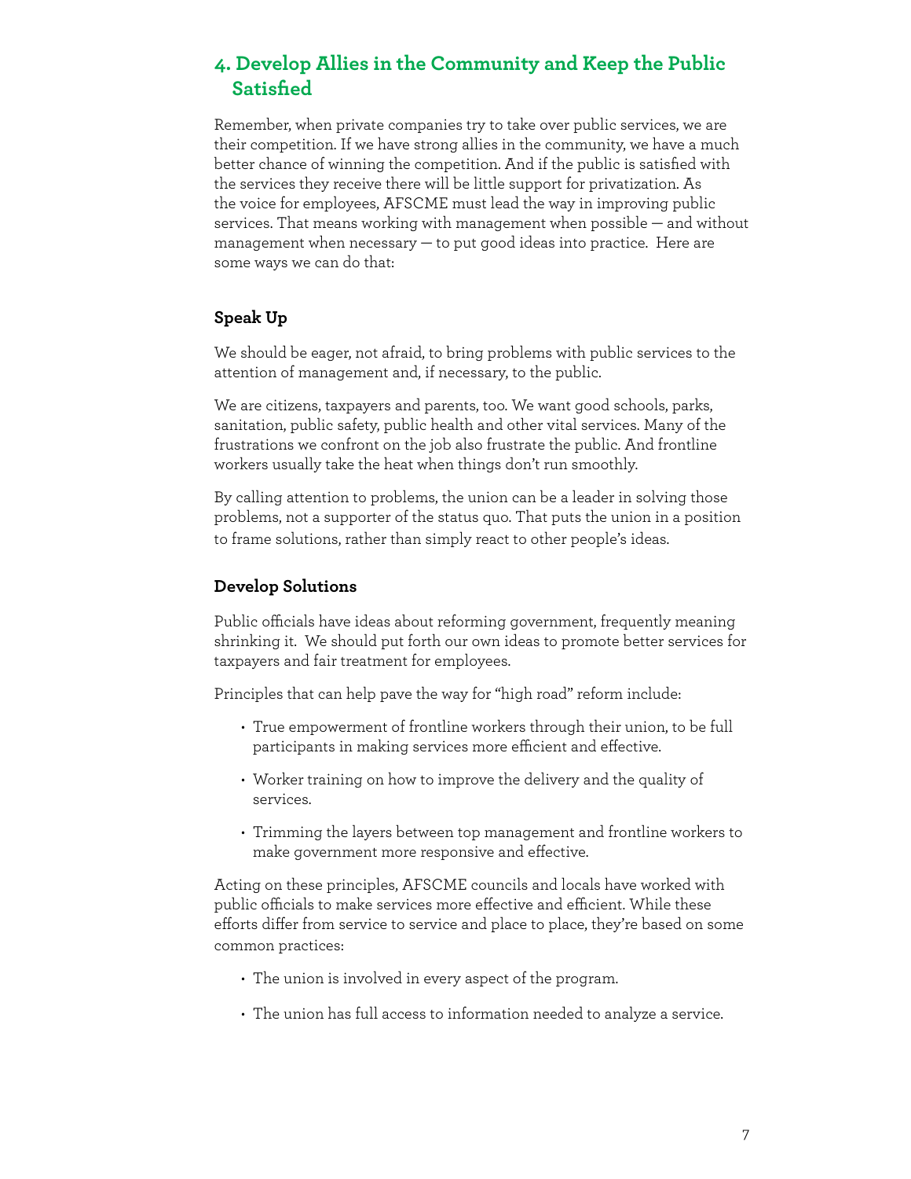## 4. Develop Allies in the Community and Keep the Public Satisfied

Remember, when private companies try to take over public services, we are their competition. If we have strong allies in the community, we have a much better chance of winning the competition. And if the public is satisfied with the services they receive there will be little support for privatization. As the voice for employees, AFSCME must lead the way in improving public services. That means working with management when possible — and without management when necessary — to put good ideas into practice. Here are some ways we can do that:

### Speak Up

We should be eager, not afraid, to bring problems with public services to the attention of management and, if necessary, to the public.

We are citizens, taxpayers and parents, too. We want good schools, parks, sanitation, public safety, public health and other vital services. Many of the frustrations we confront on the job also frustrate the public. And frontline workers usually take the heat when things don't run smoothly.

By calling attention to problems, the union can be a leader in solving those problems, not a supporter of the status quo. That puts the union in a position to frame solutions, rather than simply react to other people's ideas.

### Develop Solutions

Public officials have ideas about reforming government, frequently meaning shrinking it. We should put forth our own ideas to promote better services for taxpayers and fair treatment for employees.

Principles that can help pave the way for "high road" reform include:

- True empowerment of frontline workers through their union, to be full participants in making services more efficient and effective.
- Worker training on how to improve the delivery and the quality of services.
- Trimming the layers between top management and frontline workers to make government more responsive and effective.

Acting on these principles, AFSCME councils and locals have worked with public officials to make services more effective and efficient. While these efforts differ from service to service and place to place, they're based on some common practices:

- The union is involved in every aspect of the program.
- The union has full access to information needed to analyze a service.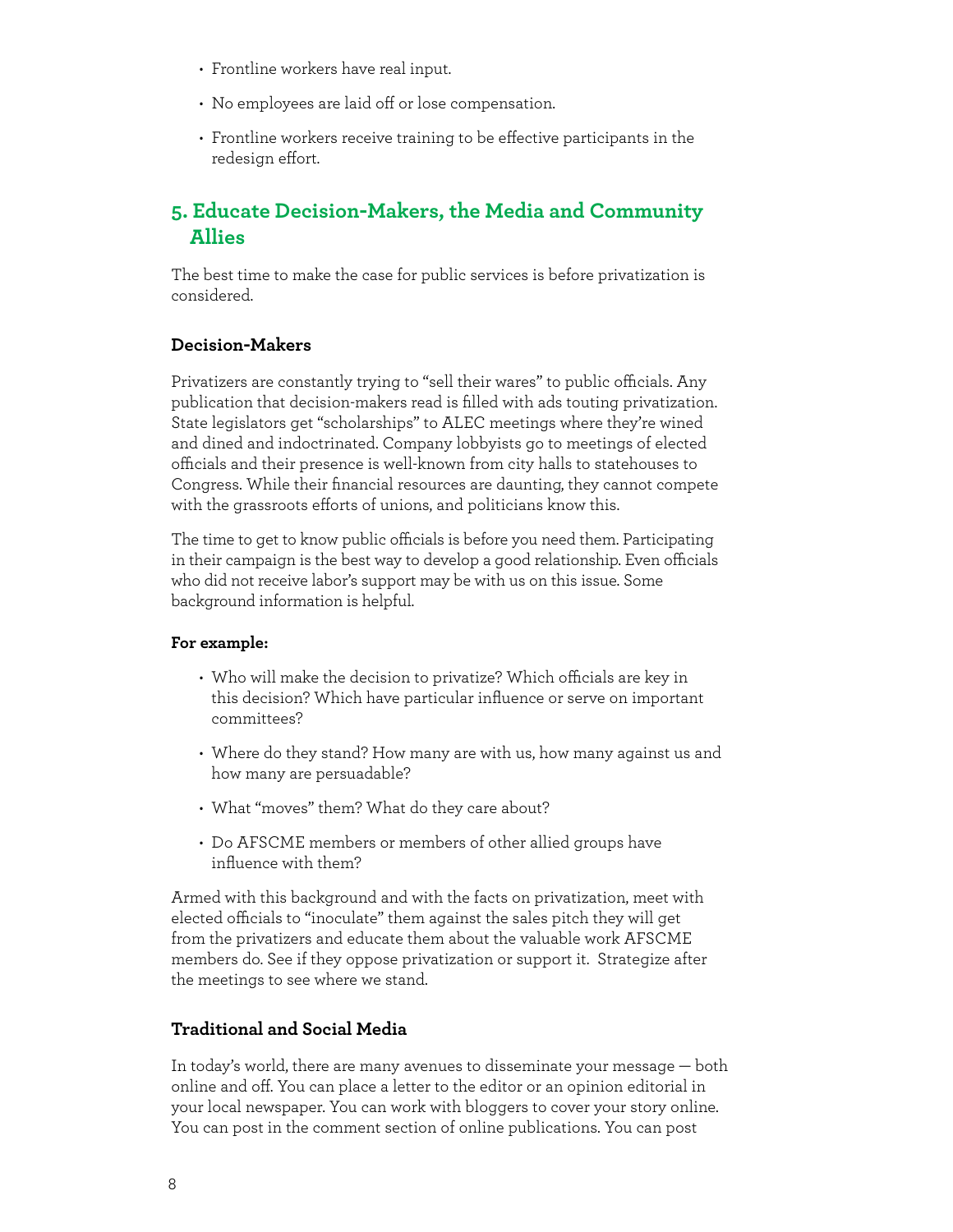- Frontline workers have real input.
- No employees are laid off or lose compensation.
- Frontline workers receive training to be effective participants in the redesign effort.

## 5. Educate Decision-Makers, the Media and Community Allies

The best time to make the case for public services is before privatization is considered.

### Decision-Makers

Privatizers are constantly trying to "sell their wares" to public officials. Any publication that decision-makers read is filled with ads touting privatization. State legislators get "scholarships" to ALEC meetings where they're wined and dined and indoctrinated. Company lobbyists go to meetings of elected officials and their presence is well-known from city halls to statehouses to Congress. While their financial resources are daunting, they cannot compete with the grassroots efforts of unions, and politicians know this.

The time to get to know public officials is before you need them. Participating in their campaign is the best way to develop a good relationship. Even officials who did not receive labor's support may be with us on this issue. Some background information is helpful.

**For example:**

- Who will make the decision to privatize? Which officials are key in this decision? Which have particular influence or serve on important committees?
- Where do they stand? How many are with us, how many against us and how many are persuadable?
- What "moves" them? What do they care about?
- Do AFSCME members or members of other allied groups have influence with them?

Armed with this background and with the facts on privatization, meet with elected officials to "inoculate" them against the sales pitch they will get from the privatizers and educate them about the valuable work AFSCME members do. See if they oppose privatization or support it. Strategize after the meetings to see where we stand.

### Traditional and Social Media

In today's world, there are many avenues to disseminate your message — both online and off. You can place a letter to the editor or an opinion editorial in your local newspaper. You can work with bloggers to cover your story online. You can post in the comment section of online publications. You can post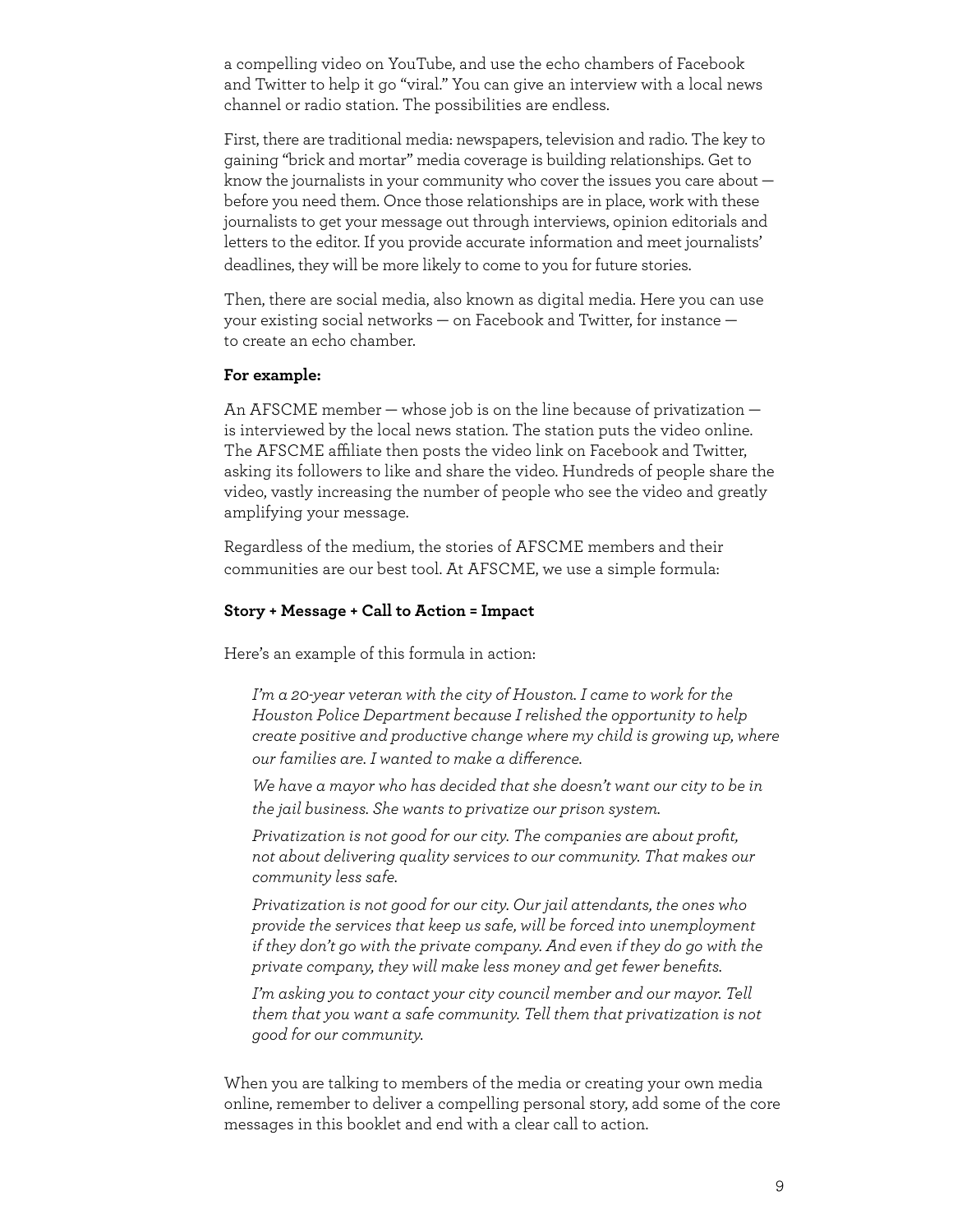a compelling video on YouTube, and use the echo chambers of Facebook and Twitter to help it go "viral." You can give an interview with a local news channel or radio station. The possibilities are endless.

First, there are traditional media: newspapers, television and radio. The key to gaining "brick and mortar" media coverage is building relationships. Get to know the journalists in your community who cover the issues you care about — before you need them. Once those relationships are in place, work with these journalists to get your message out through interviews, opinion editorials and letters to the editor. If you provide accurate information and meet journalists' deadlines, they will be more likely to come to you for future stories.

Then, there are social media, also known as digital media. Here you can use your existing social networks — on Facebook and Twitter, for instance — to create an echo chamber.

**For example:**

An AFSCME member — whose job is on the line because of privatization — is interviewed by the local news station. The station puts the video online. The AFSCME affiliate then posts the video link on Facebook and Twitter, asking its followers to like and share the video. Hundreds of people share the video, vastly increasing the number of people who see the video and greatly amplifying your message.

Regardless of the medium, the stories of AFSCME members and their communities are our best tool. At AFSCME, we use a simple formula:

**Story + Message + Call to Action = Impact**

Here's an example of this formula in action:

> *I'm a 20-year veteran with the city of Houston. I came to work for the Houston Police Department because I relished the opportunity to help create positive and productive change where my child is growing up, where our families are. I wanted to make a difference.*
>
> *We have a mayor who has decided that she doesn't want our city to be in the jail business. She wants to privatize our prison system.*
>
> *Privatization is not good for our city. The companies are about profit, not about delivering quality services to our community. That makes our community less safe.*
>
> *Privatization is not good for our city. Our jail attendants, the ones who provide the services that keep us safe, will be forced into unemployment if they don't go with the private company. And even if they do go with the private company, they will make less money and get fewer benefits.*
>
> *I'm asking you to contact your city council member and our mayor. Tell them that you want a safe community. Tell them that privatization is not good for our community.*

When you are talking to members of the media or creating your own media online, remember to deliver a compelling personal story, add some of the core messages in this booklet and end with a clear call to action.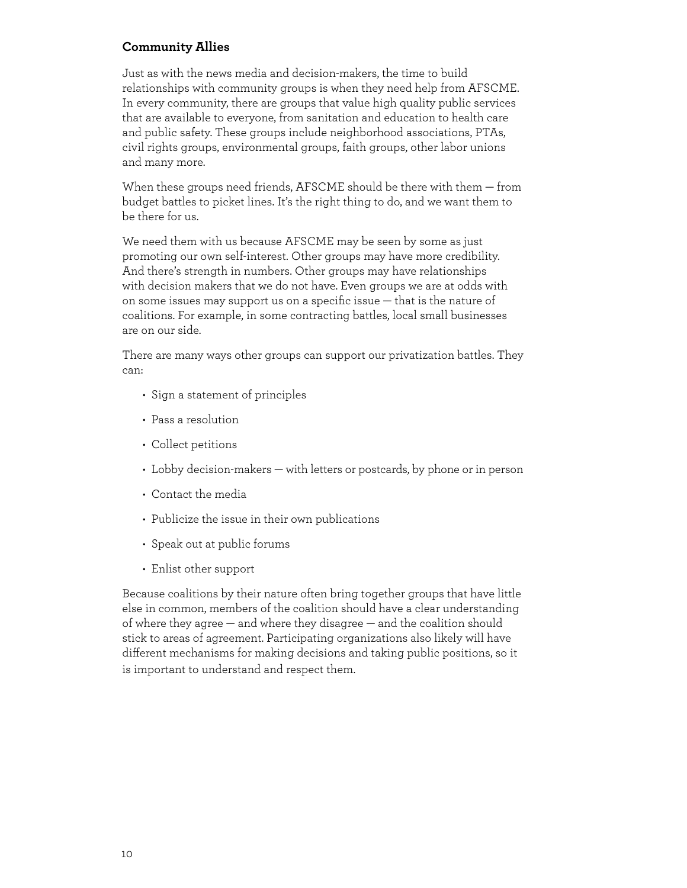### Community Allies

Just as with the news media and decision-makers, the time to build relationships with community groups is when they need help from AFSCME. In every community, there are groups that value high quality public services that are available to everyone, from sanitation and education to health care and public safety. These groups include neighborhood associations, PTAs, civil rights groups, environmental groups, faith groups, other labor unions and many more.

When these groups need friends, AFSCME should be there with them — from budget battles to picket lines. It's the right thing to do, and we want them to be there for us.

We need them with us because AFSCME may be seen by some as just promoting our own self-interest. Other groups may have more credibility. And there's strength in numbers. Other groups may have relationships with decision makers that we do not have. Even groups we are at odds with on some issues may support us on a specific issue — that is the nature of coalitions. For example, in some contracting battles, local small businesses are on our side.

There are many ways other groups can support our privatization battles. They can:

- Sign a statement of principles
- Pass a resolution
- Collect petitions
- Lobby decision-makers — with letters or postcards, by phone or in person
- Contact the media
- Publicize the issue in their own publications
- Speak out at public forums
- Enlist other support

Because coalitions by their nature often bring together groups that have little else in common, members of the coalition should have a clear understanding of where they agree — and where they disagree — and the coalition should stick to areas of agreement. Participating organizations also likely will have different mechanisms for making decisions and taking public positions, so it is important to understand and respect them.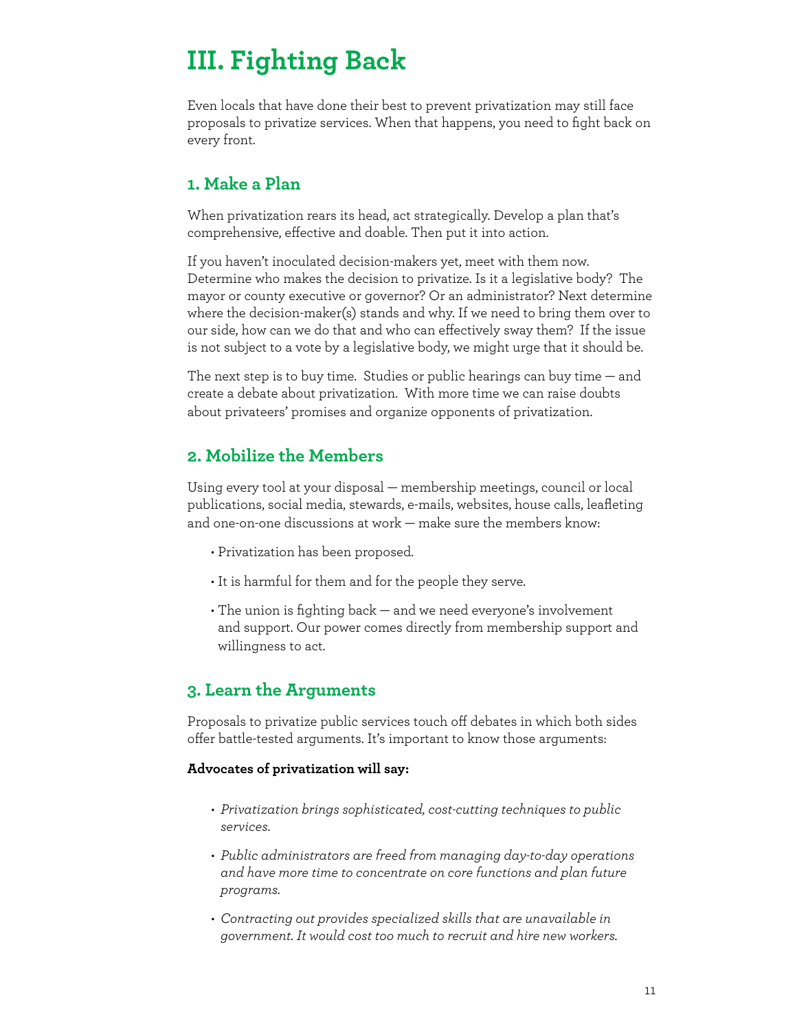# III. Fighting Back

Even locals that have done their best to prevent privatization may still face proposals to privatize services. When that happens, you need to fight back on every front.

## 1. Make a Plan

When privatization rears its head, act strategically. Develop a plan that's comprehensive, effective and doable. Then put it into action.

If you haven't inoculated decision-makers yet, meet with them now. Determine who makes the decision to privatize. Is it a legislative body? The mayor or county executive or governor? Or an administrator? Next determine where the decision-maker(s) stands and why. If we need to bring them over to our side, how can we do that and who can effectively sway them? If the issue is not subject to a vote by a legislative body, we might urge that it should be.

The next step is to buy time. Studies or public hearings can buy time — and create a debate about privatization. With more time we can raise doubts about privateers' promises and organize opponents of privatization.

## 2. Mobilize the Members

Using every tool at your disposal — membership meetings, council or local publications, social media, stewards, e-mails, websites, house calls, leafleting and one-on-one discussions at work — make sure the members know:

- Privatization has been proposed.
- It is harmful for them and for the people they serve.
- The union is fighting back — and we need everyone's involvement and support. Our power comes directly from membership support and willingness to act.

## 3. Learn the Arguments

Proposals to privatize public services touch off debates in which both sides offer battle-tested arguments. It's important to know those arguments:

**Advocates of privatization will say:**

- *Privatization brings sophisticated, cost-cutting techniques to public services.*
- *Public administrators are freed from managing day-to-day operations and have more time to concentrate on core functions and plan future programs.*
- *Contracting out provides specialized skills that are unavailable in government. It would cost too much to recruit and hire new workers.*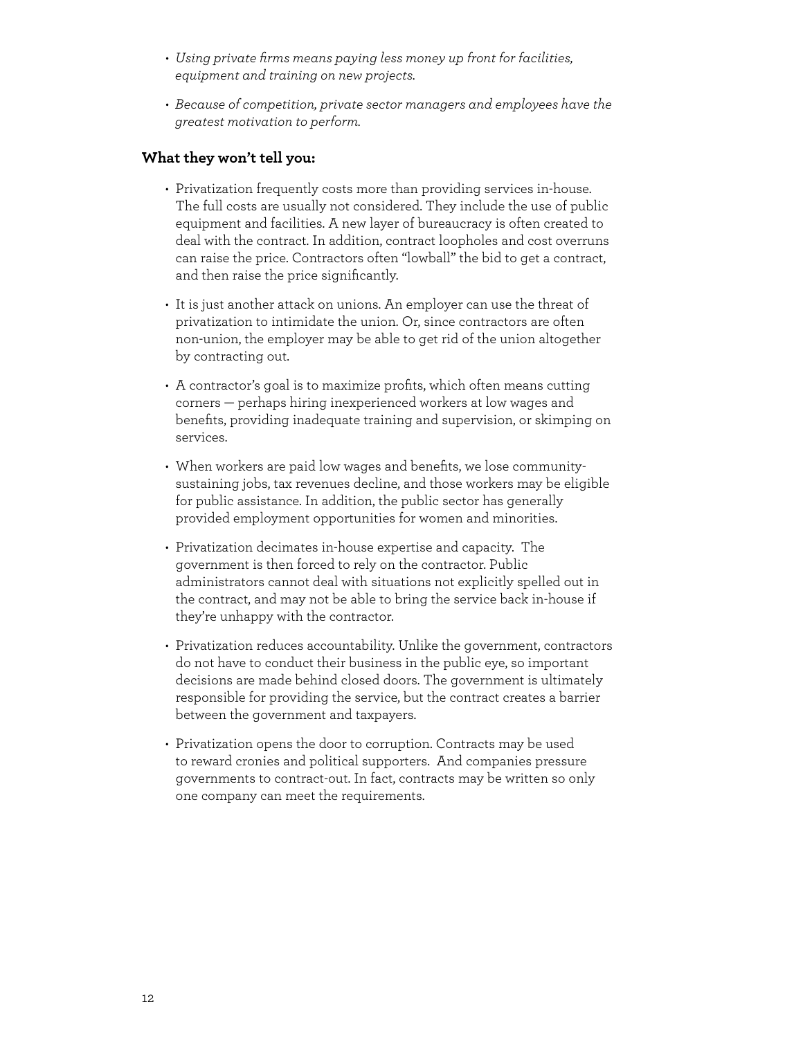- *Using private firms means paying less money up front for facilities, equipment and training on new projects.*
- *Because of competition, private sector managers and employees have the greatest motivation to perform.*

**What they won't tell you:**

- Privatization frequently costs more than providing services in-house. The full costs are usually not considered. They include the use of public equipment and facilities. A new layer of bureaucracy is often created to deal with the contract. In addition, contract loopholes and cost overruns can raise the price. Contractors often "lowball" the bid to get a contract, and then raise the price significantly.
- It is just another attack on unions. An employer can use the threat of privatization to intimidate the union. Or, since contractors are often non-union, the employer may be able to get rid of the union altogether by contracting out.
- A contractor's goal is to maximize profits, which often means cutting corners — perhaps hiring inexperienced workers at low wages and benefits, providing inadequate training and supervision, or skimping on services.
- When workers are paid low wages and benefits, we lose community-sustaining jobs, tax revenues decline, and those workers may be eligible for public assistance. In addition, the public sector has generally provided employment opportunities for women and minorities.
- Privatization decimates in-house expertise and capacity. The government is then forced to rely on the contractor. Public administrators cannot deal with situations not explicitly spelled out in the contract, and may not be able to bring the service back in-house if they're unhappy with the contractor.
- Privatization reduces accountability. Unlike the government, contractors do not have to conduct their business in the public eye, so important decisions are made behind closed doors. The government is ultimately responsible for providing the service, but the contract creates a barrier between the government and taxpayers.
- Privatization opens the door to corruption. Contracts may be used to reward cronies and political supporters. And companies pressure governments to contract-out. In fact, contracts may be written so only one company can meet the requirements.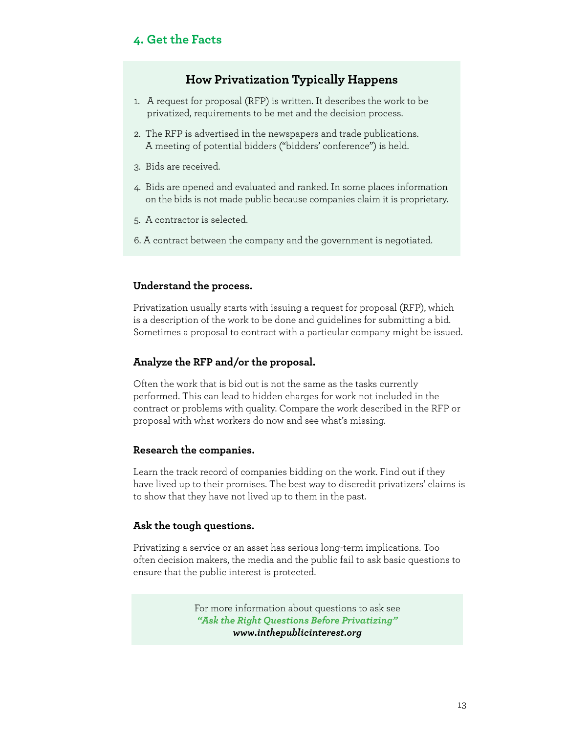## 4. Get the Facts

### How Privatization Typically Happens

1. A request for proposal (RFP) is written. It describes the work to be privatized, requirements to be met and the decision process.
2. The RFP is advertised in the newspapers and trade publications. A meeting of potential bidders ("bidders' conference") is held.
3. Bids are received.
4. Bids are opened and evaluated and ranked. In some places information on the bids is not made public because companies claim it is proprietary.
5. A contractor is selected.
6. A contract between the company and the government is negotiated.

**Understand the process.**

Privatization usually starts with issuing a request for proposal (RFP), which is a description of the work to be done and guidelines for submitting a bid. Sometimes a proposal to contract with a particular company might be issued.

**Analyze the RFP and/or the proposal.**

Often the work that is bid out is not the same as the tasks currently performed. This can lead to hidden charges for work not included in the contract or problems with quality. Compare the work described in the RFP or proposal with what workers do now and see what's missing.

**Research the companies.**

Learn the track record of companies bidding on the work. Find out if they have lived up to their promises. The best way to discredit privatizers' claims is to show that they have not lived up to them in the past.

**Ask the tough questions.**

Privatizing a service or an asset has serious long-term implications. Too often decision makers, the media and the public fail to ask basic questions to ensure that the public interest is protected.

For more information about questions to ask see
***"Ask the Right Questions Before Privatizing"***
***www.inthepublicinterest.org***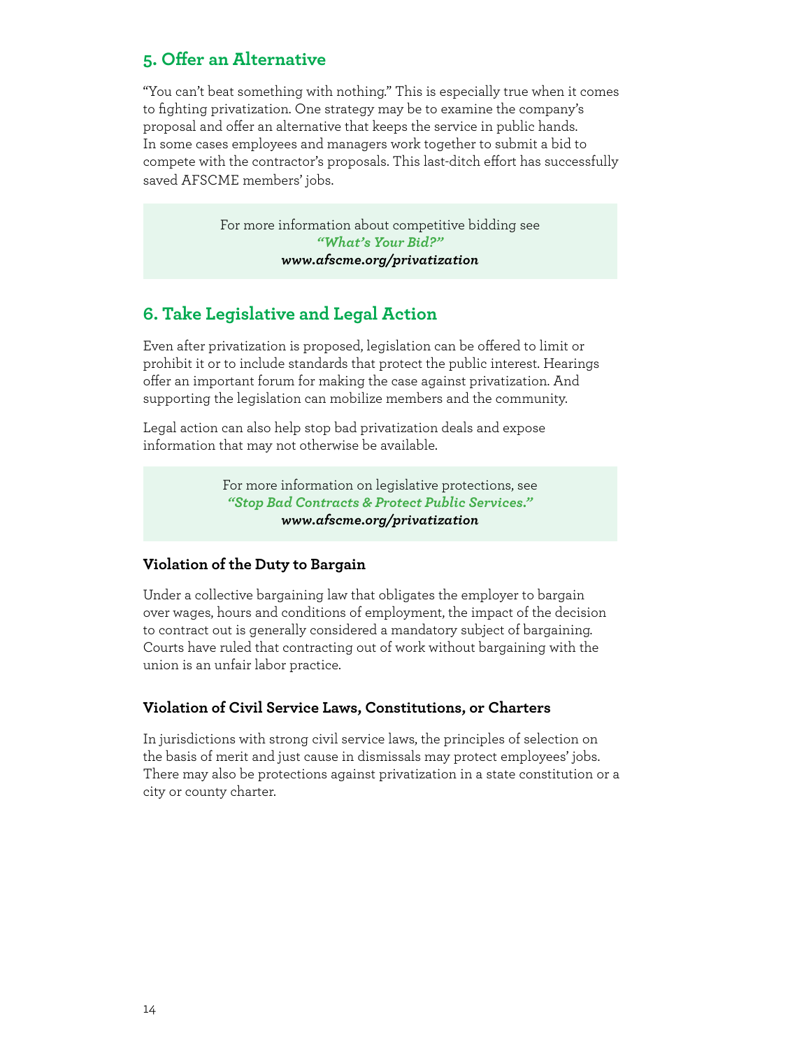## 5. Offer an Alternative

"You can't beat something with nothing." This is especially true when it comes to fighting privatization. One strategy may be to examine the company's proposal and offer an alternative that keeps the service in public hands. In some cases employees and managers work together to submit a bid to compete with the contractor's proposals. This last-ditch effort has successfully saved AFSCME members' jobs.

> For more information about competitive bidding see
> ***"What's Your Bid?"***
> ***www.afscme.org/privatization***

## 6. Take Legislative and Legal Action

Even after privatization is proposed, legislation can be offered to limit or prohibit it or to include standards that protect the public interest. Hearings offer an important forum for making the case against privatization. And supporting the legislation can mobilize members and the community.

Legal action can also help stop bad privatization deals and expose information that may not otherwise be available.

> For more information on legislative protections, see
> ***"Stop Bad Contracts & Protect Public Services."***
> ***www.afscme.org/privatization***

### Violation of the Duty to Bargain

Under a collective bargaining law that obligates the employer to bargain over wages, hours and conditions of employment, the impact of the decision to contract out is generally considered a mandatory subject of bargaining. Courts have ruled that contracting out of work without bargaining with the union is an unfair labor practice.

### Violation of Civil Service Laws, Constitutions, or Charters

In jurisdictions with strong civil service laws, the principles of selection on the basis of merit and just cause in dismissals may protect employees' jobs. There may also be protections against privatization in a state constitution or a city or county charter.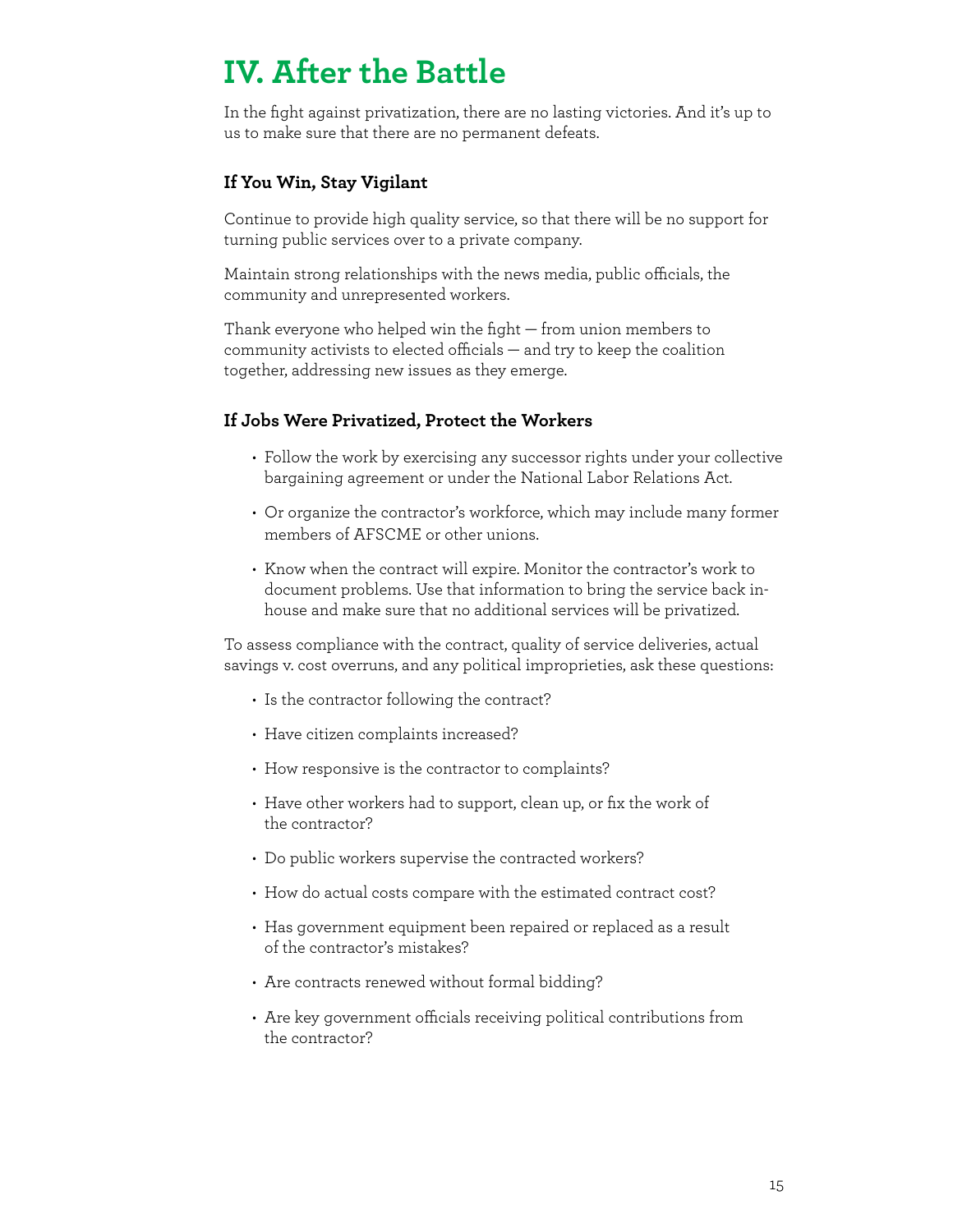# IV. After the Battle

In the fight against privatization, there are no lasting victories. And it's up to us to make sure that there are no permanent defeats.

### If You Win, Stay Vigilant

Continue to provide high quality service, so that there will be no support for turning public services over to a private company.

Maintain strong relationships with the news media, public officials, the community and unrepresented workers.

Thank everyone who helped win the fight — from union members to community activists to elected officials — and try to keep the coalition together, addressing new issues as they emerge.

### If Jobs Were Privatized, Protect the Workers

- Follow the work by exercising any successor rights under your collective bargaining agreement or under the National Labor Relations Act.
- Or organize the contractor's workforce, which may include many former members of AFSCME or other unions.
- Know when the contract will expire. Monitor the contractor's work to document problems. Use that information to bring the service back in-house and make sure that no additional services will be privatized.

To assess compliance with the contract, quality of service deliveries, actual savings v. cost overruns, and any political improprieties, ask these questions:

- Is the contractor following the contract?
- Have citizen complaints increased?
- How responsive is the contractor to complaints?
- Have other workers had to support, clean up, or fix the work of the contractor?
- Do public workers supervise the contracted workers?
- How do actual costs compare with the estimated contract cost?
- Has government equipment been repaired or replaced as a result of the contractor's mistakes?
- Are contracts renewed without formal bidding?
- Are key government officials receiving political contributions from the contractor?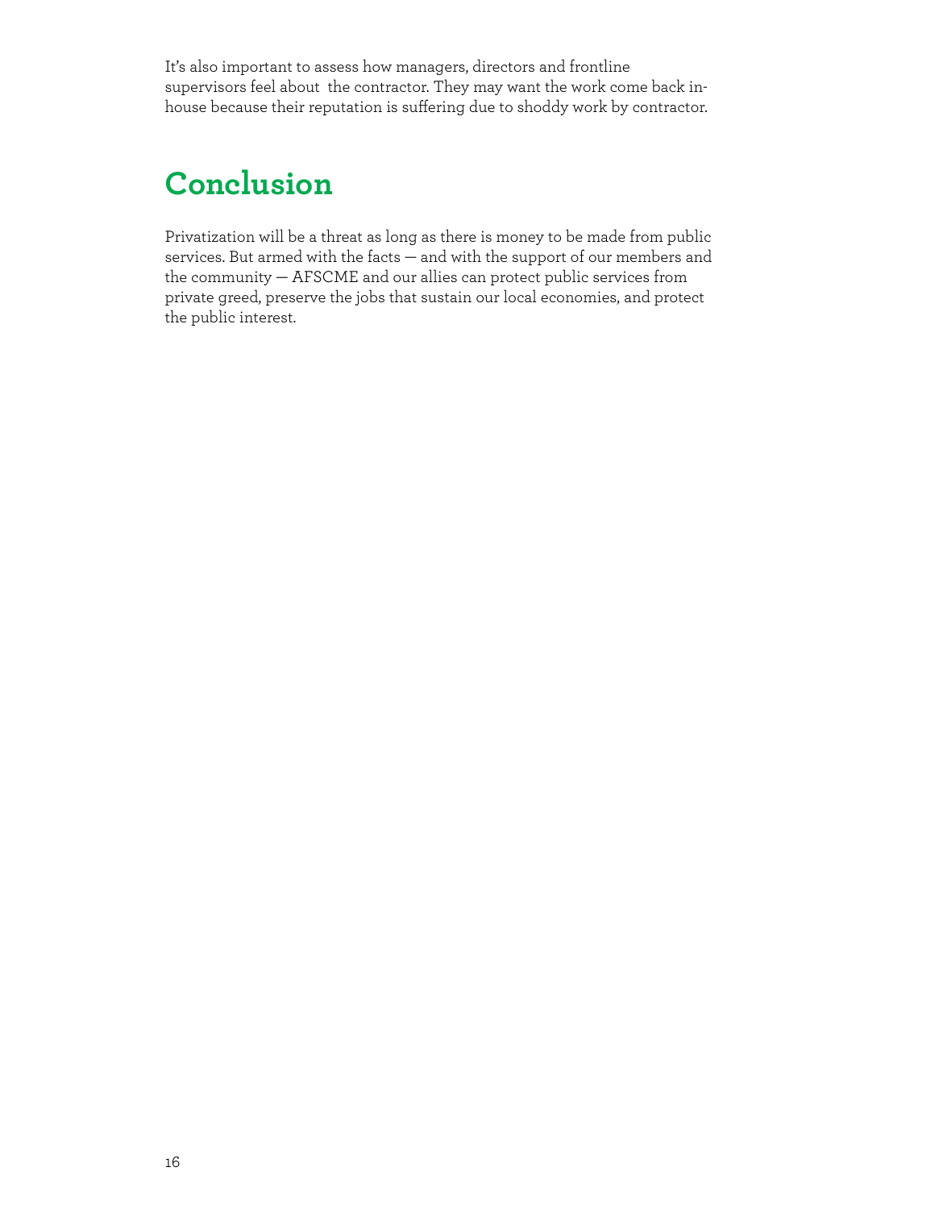It's also important to assess how managers, directors and frontline supervisors feel about the contractor. They may want the work come back in-house because their reputation is suffering due to shoddy work by contractor.

## Conclusion

Privatization will be a threat as long as there is money to be made from public services. But armed with the facts — and with the support of our members and the community — AFSCME and our allies can protect public services from private greed, preserve the jobs that sustain our local economies, and protect the public interest.